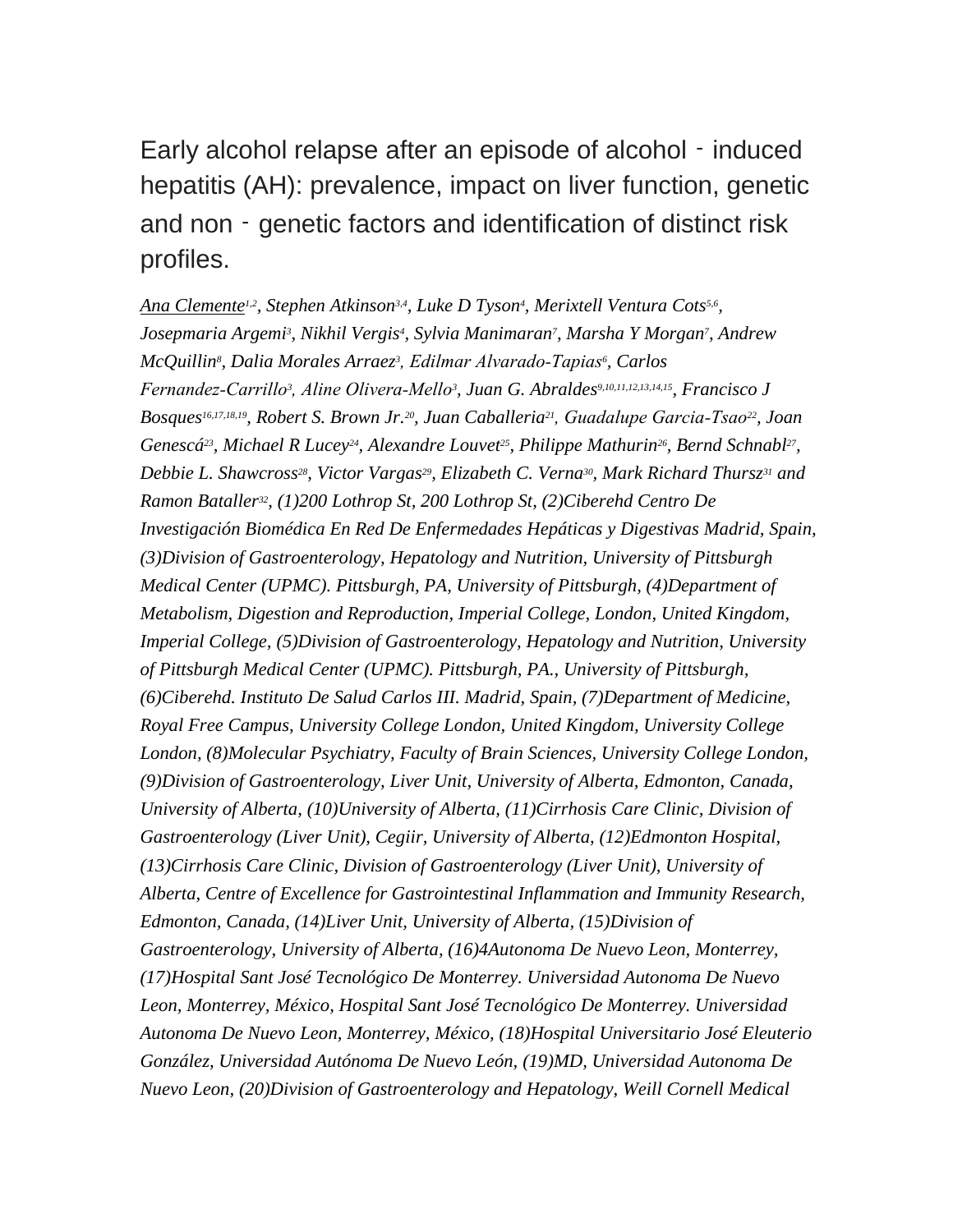# Early alcohol relapse after an episode of alcohol‐induced hepatitis (AH): prevalence, impact on liver function, genetic and non‐genetic factors and identification of distinct risk profiles.

*Ana Clemente[1,2], Stephen Atkinson[3,4], Luke D Tyson[4], Merixtell Ventura Cots[5,6], Josepmaria Argemi[3], Nikhil Vergis[4], Sylvia Manimaran[7], Marsha Y Morgan[7], Andrew McQuillin[8], Dalia Morales Arraez[3], Edilmar Alvarado-Tapias[6], Carlos Fernandez-Carrillo[3], Aline Olivera-Mello[3], Juan G. Abraldes[9,10,11,12,13,14,15], Francisco J Bosques[16,17,18,19], Robert S. Brown Jr.[20], Juan Caballeria[21], Guadalupe Garcia-Tsao[22], Joan Genescá[23], Michael R Lucey[24], Alexandre Louvet[25], Philippe Mathurin[26], Bernd Schnabl[27], Debbie L. Shawcross[28], Victor Vargas[29], Elizabeth C. Verna[30], Mark Richard Thursz[31] and Ramon Bataller[32], (1)200 Lothrop St, 200 Lothrop St, (2)Ciberehd Centro De Investigación Biomédica En Red De Enfermedades Hepáticas y Digestivas Madrid, Spain, (3)Division of Gastroenterology, Hepatology and Nutrition, University of Pittsburgh Medical Center (UPMC). Pittsburgh, PA, University of Pittsburgh, (4)Department of Metabolism, Digestion and Reproduction, Imperial College, London, United Kingdom, Imperial College, (5)Division of Gastroenterology, Hepatology and Nutrition, University of Pittsburgh Medical Center (UPMC). Pittsburgh, PA., University of Pittsburgh, (6)Ciberehd. Instituto De Salud Carlos III. Madrid, Spain, (7)Department of Medicine, Royal Free Campus, University College London, United Kingdom, University College London, (8)Molecular Psychiatry, Faculty of Brain Sciences, University College London, (9)Division of Gastroenterology, Liver Unit, University of Alberta, Edmonton, Canada, University of Alberta, (10)University of Alberta, (11)Cirrhosis Care Clinic, Division of Gastroenterology (Liver Unit), Cegiir, University of Alberta, (12)Edmonton Hospital, (13)Cirrhosis Care Clinic, Division of Gastroenterology (Liver Unit), University of Alberta, Centre of Excellence for Gastrointestinal Inflammation and Immunity Research, Edmonton, Canada, (14)Liver Unit, University of Alberta, (15)Division of Gastroenterology, University of Alberta, (16)4Autonoma De Nuevo Leon, Monterrey, (17)Hospital Sant José Tecnológico De Monterrey. Universidad Autonoma De Nuevo Leon, Monterrey, México, Hospital Sant José Tecnológico De Monterrey. Universidad Autonoma De Nuevo Leon, Monterrey, México, (18)Hospital Universitario José Eleuterio González, Universidad Autónoma De Nuevo León, (19)MD, Universidad Autonoma De Nuevo Leon, (20)Division of Gastroenterology and Hepatology, Weill Cornell Medical*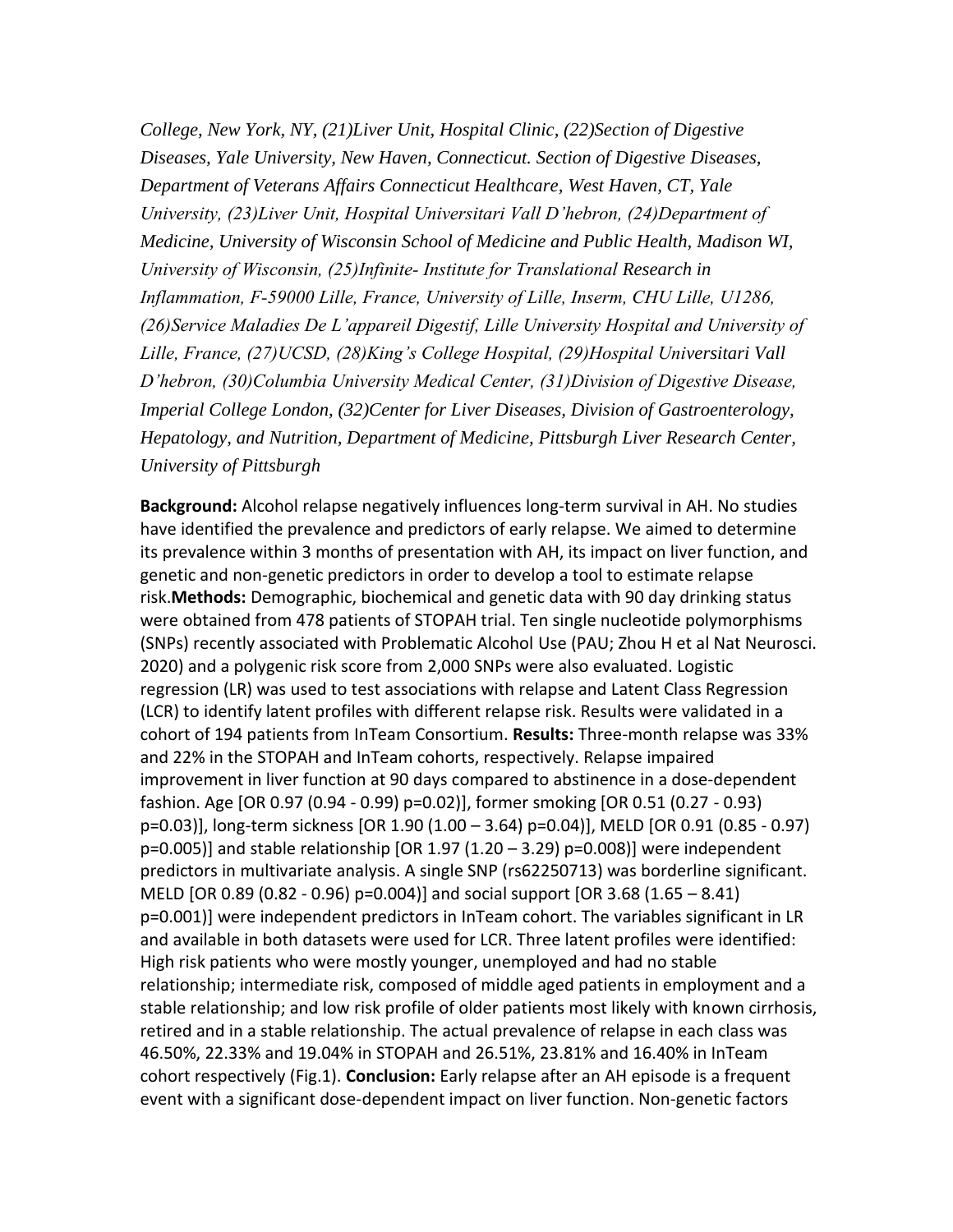*College, New York, NY, (21)Liver Unit, Hospital Clinic, (22)Section of Digestive Diseases, Yale University, New Haven, Connecticut. Section of Digestive Diseases, Department of Veterans Affairs Connecticut Healthcare, West Haven, CT, Yale University, (23)Liver Unit, Hospital Universitari Vall D'hebron, (24)Department of Medicine, University of Wisconsin School of Medicine and Public Health, Madison WI, University of Wisconsin, (25)Infinite- Institute for Translational Research in Inflammation, F-59000 Lille, France, University of Lille, Inserm, CHU Lille, U1286, (26)Service Maladies De L'appareil Digestif, Lille University Hospital and University of Lille, France, (27)UCSD, (28)King's College Hospital, (29)Hospital Universitari Vall D'hebron, (30)Columbia University Medical Center, (31)Division of Digestive Disease, Imperial College London, (32)Center for Liver Diseases, Division of Gastroenterology, Hepatology, and Nutrition, Department of Medicine, Pittsburgh Liver Research Center, University of Pittsburgh*

**Background:** Alcohol relapse negatively influences long-term survival in AH. No studies have identified the prevalence and predictors of early relapse. We aimed to determine its prevalence within 3 months of presentation with AH, its impact on liver function, and genetic and non-genetic predictors in order to develop a tool to estimate relapse risk.**Methods:** Demographic, biochemical and genetic data with 90 day drinking status were obtained from 478 patients of STOPAH trial. Ten single nucleotide polymorphisms (SNPs) recently associated with Problematic Alcohol Use (PAU; Zhou H et al Nat Neurosci. 2020) and a polygenic risk score from 2,000 SNPs were also evaluated. Logistic regression (LR) was used to test associations with relapse and Latent Class Regression (LCR) to identify latent profiles with different relapse risk. Results were validated in a cohort of 194 patients from InTeam Consortium. **Results:** Three-month relapse was 33% and 22% in the STOPAH and InTeam cohorts, respectively. Relapse impaired improvement in liver function at 90 days compared to abstinence in a dose-dependent fashion. Age [OR 0.97 (0.94 - 0.99) p=0.02)], former smoking [OR 0.51 (0.27 - 0.93) p=0.03)], long-term sickness [OR 1.90 (1.00 – 3.64) p=0.04)], MELD [OR 0.91 (0.85 - 0.97) p=0.005)] and stable relationship [OR 1.97 (1.20 – 3.29) p=0.008)] were independent predictors in multivariate analysis. A single SNP (rs62250713) was borderline significant. MELD [OR 0.89 (0.82 - 0.96) p=0.004)] and social support [OR 3.68 (1.65 – 8.41) p=0.001)] were independent predictors in InTeam cohort. The variables significant in LR and available in both datasets were used for LCR. Three latent profiles were identified: High risk patients who were mostly younger, unemployed and had no stable relationship; intermediate risk, composed of middle aged patients in employment and a stable relationship; and low risk profile of older patients most likely with known cirrhosis, retired and in a stable relationship. The actual prevalence of relapse in each class was 46.50%, 22.33% and 19.04% in STOPAH and 26.51%, 23.81% and 16.40% in InTeam cohort respectively (Fig.1). **Conclusion:** Early relapse after an AH episode is a frequent event with a significant dose-dependent impact on liver function. Non-genetic factors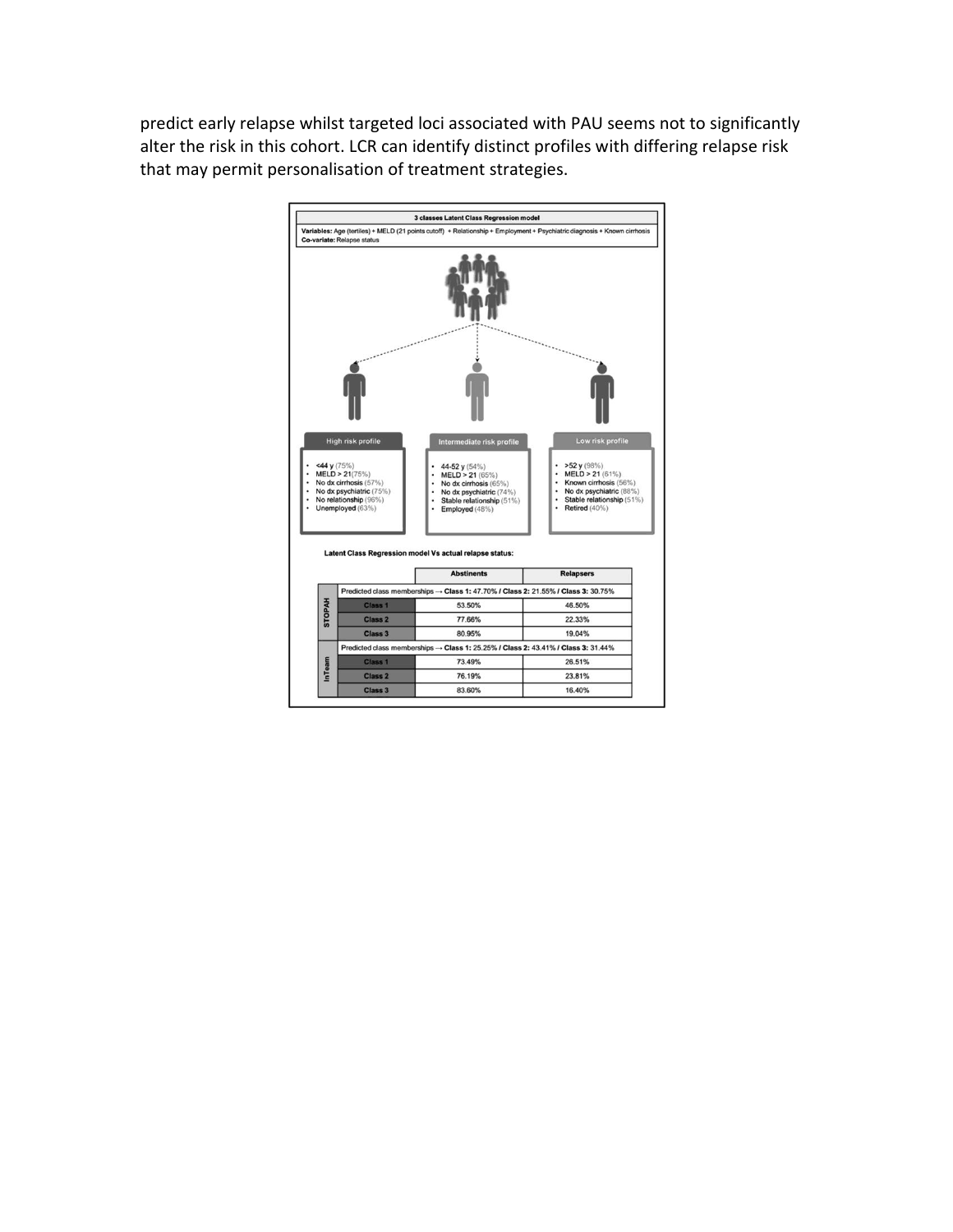predict early relapse whilst targeted loci associated with PAU seems not to significantly alter the risk in this cohort. LCR can identify distinct profiles with differing relapse risk that may permit personalisation of treatment strategies.

**3 classes Latent Class Regression model**

**Variables:** Age (tertiles) + MELD (21 points cutoff) + Relationship + Employment + Psychiatric diagnosis + Known cirrhosis
**Co-variate:** Relapse status

**High risk profile**

- **<44 y** (75%)
- **MELD > 21** (75%)
- No dx cirrhosis (57%)
- No dx psychiatric (75%)
- No relationship (96%)
- Unemployed (63%)

**Intermediate risk profile**

- **44-52 y** (54%)
- **MELD > 21** (65%)
- No dx cirrhosis (65%)
- No dx psychiatric (74%)
- Stable relationship (51%)
- Employed (48%)

**Low risk profile**

- **>52 y** (98%)
- **MELD > 21** (61%)
- Known cirrhosis (56%)
- No dx psychiatric (88%)
- Stable relationship (51%)
- Retired (40%)

**Latent Class Regression model Vs actual relapse status:**

| | | Abstinents | Relapsers |
|---|---|---|---|
| STOPAH | Predicted class memberships → **Class 1:** 47.70% / **Class 2:** 21.55% / **Class 3:** 30.75% | | |
| | Class 1 | 53.50% | 46.50% |
| | Class 2 | 77.66% | 22.33% |
| | Class 3 | 80.95% | 19.04% |
| InTeam | Predicted class memberships → **Class 1:** 25.25% / **Class 2:** 43.41% / **Class 3:** 31.44% | | |
| | Class 1 | 73.49% | 26.51% |
| | Class 2 | 76.19% | 23.81% |
| | Class 3 | 83.60% | 16.40% |